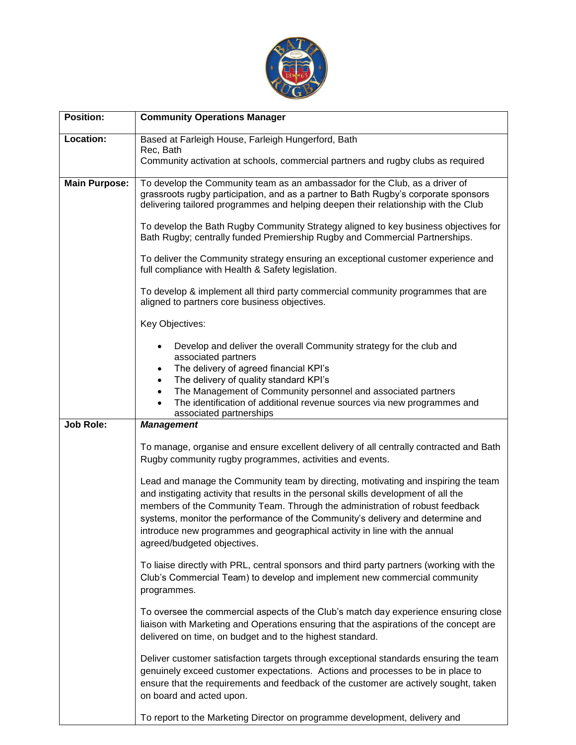| **Position:** | **Community Operations Manager** |
|---|---|
| **Location:** | Based at Farleigh House, Farleigh Hungerford, Bath<br>Rec, Bath<br>Community activation at schools, commercial partners and rugby clubs as required |
| **Main Purpose:** | To develop the Community team as an ambassador for the Club, as a driver of grassroots rugby participation, and as a partner to Bath Rugby's corporate sponsors delivering tailored programmes and helping deepen their relationship with the Club<br><br>To develop the Bath Rugby Community Strategy aligned to key business objectives for Bath Rugby; centrally funded Premiership Rugby and Commercial Partnerships.<br><br>To deliver the Community strategy ensuring an exceptional customer experience and full compliance with Health & Safety legislation.<br><br>To develop & implement all third party commercial community programmes that are aligned to partners core business objectives.<br><br>Key Objectives:<br><br>• Develop and deliver the overall Community strategy for the club and associated partners<br>• The delivery of agreed financial KPI's<br>• The delivery of quality standard KPI's<br>• The Management of Community personnel and associated partners<br>• The identification of additional revenue sources via new programmes and associated partnerships |
| **Job Role:** | ***Management***<br><br>To manage, organise and ensure excellent delivery of all centrally contracted and Bath Rugby community rugby programmes, activities and events.<br><br>Lead and manage the Community team by directing, motivating and inspiring the team and instigating activity that results in the personal skills development of all the members of the Community Team. Through the administration of robust feedback systems, monitor the performance of the Community's delivery and determine and introduce new programmes and geographical activity in line with the annual agreed/budgeted objectives.<br><br>To liaise directly with PRL, central sponsors and third party partners (working with the Club's Commercial Team) to develop and implement new commercial community programmes.<br><br>To oversee the commercial aspects of the Club's match day experience ensuring close liaison with Marketing and Operations ensuring that the aspirations of the concept are delivered on time, on budget and to the highest standard.<br><br>Deliver customer satisfaction targets through exceptional standards ensuring the team genuinely exceed customer expectations. Actions and processes to be in place to ensure that the requirements and feedback of the customer are actively sought, taken on board and acted upon.<br><br>To report to the Marketing Director on programme development, delivery and |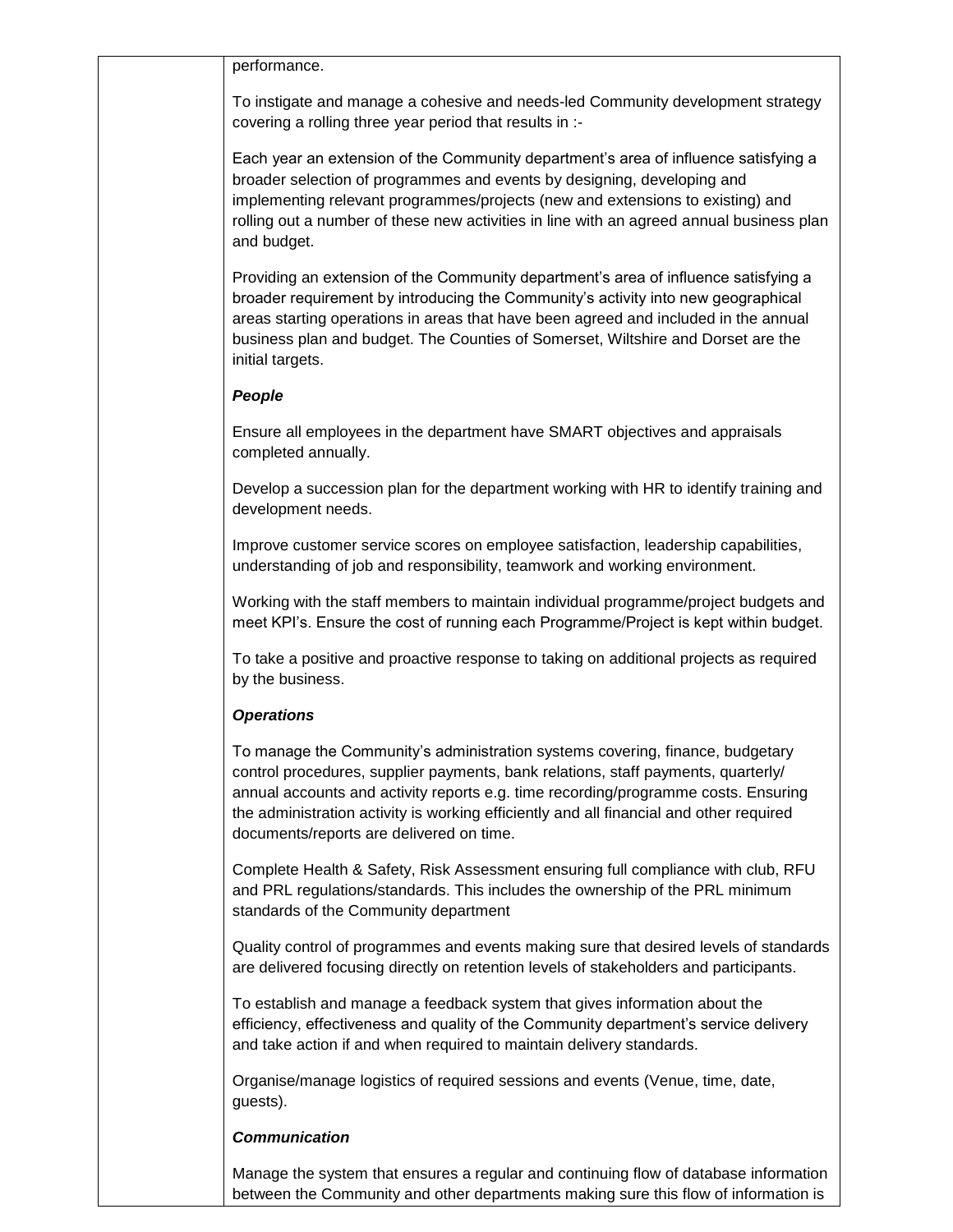performance.

To instigate and manage a cohesive and needs-led Community development strategy covering a rolling three year period that results in :-

Each year an extension of the Community department's area of influence satisfying a broader selection of programmes and events by designing, developing and implementing relevant programmes/projects (new and extensions to existing) and rolling out a number of these new activities in line with an agreed annual business plan and budget.

Providing an extension of the Community department's area of influence satisfying a broader requirement by introducing the Community's activity into new geographical areas starting operations in areas that have been agreed and included in the annual business plan and budget. The Counties of Somerset, Wiltshire and Dorset are the initial targets.

***People***

Ensure all employees in the department have SMART objectives and appraisals completed annually.

Develop a succession plan for the department working with HR to identify training and development needs.

Improve customer service scores on employee satisfaction, leadership capabilities, understanding of job and responsibility, teamwork and working environment.

Working with the staff members to maintain individual programme/project budgets and meet KPI's. Ensure the cost of running each Programme/Project is kept within budget.

To take a positive and proactive response to taking on additional projects as required by the business.

***Operations***

To manage the Community's administration systems covering, finance, budgetary control procedures, supplier payments, bank relations, staff payments, quarterly/ annual accounts and activity reports e.g. time recording/programme costs. Ensuring the administration activity is working efficiently and all financial and other required documents/reports are delivered on time.

Complete Health & Safety, Risk Assessment ensuring full compliance with club, RFU and PRL regulations/standards. This includes the ownership of the PRL minimum standards of the Community department

Quality control of programmes and events making sure that desired levels of standards are delivered focusing directly on retention levels of stakeholders and participants.

To establish and manage a feedback system that gives information about the efficiency, effectiveness and quality of the Community department's service delivery and take action if and when required to maintain delivery standards.

Organise/manage logistics of required sessions and events (Venue, time, date, guests).

***Communication***

Manage the system that ensures a regular and continuing flow of database information between the Community and other departments making sure this flow of information is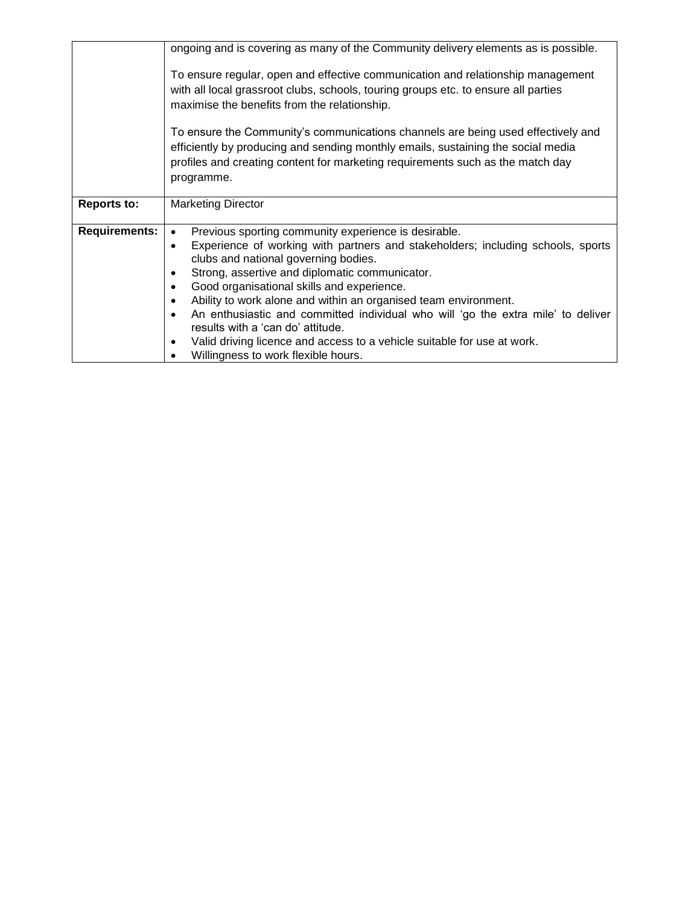| | |
|---|---|
| | ongoing and is covering as many of the Community delivery elements as is possible.<br><br>To ensure regular, open and effective communication and relationship management with all local grassroot clubs, schools, touring groups etc. to ensure all parties maximise the benefits from the relationship.<br><br>To ensure the Community's communications channels are being used effectively and efficiently by producing and sending monthly emails, sustaining the social media profiles and creating content for marketing requirements such as the match day programme. |
| **Reports to:** | Marketing Director |
| **Requirements:** | • Previous sporting community experience is desirable.<br>• Experience of working with partners and stakeholders; including schools, sports clubs and national governing bodies.<br>• Strong, assertive and diplomatic communicator.<br>• Good organisational skills and experience.<br>• Ability to work alone and within an organised team environment.<br>• An enthusiastic and committed individual who will 'go the extra mile' to deliver results with a 'can do' attitude.<br>• Valid driving licence and access to a vehicle suitable for use at work.<br>• Willingness to work flexible hours. |